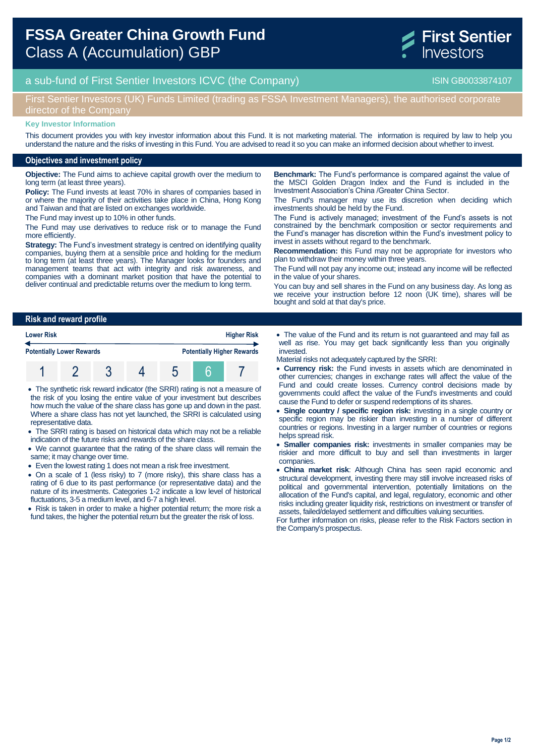# FSSA Greater China Growth Fund
Class A (Accumulation) GBP

First Sentier Investors

a sub-fund of First Sentier Investors ICVC (the Company) ISIN GB0033874107

First Sentier Investors (UK) Funds Limited (trading as FSSA Investment Managers), the authorised corporate director of the Company

**Key Investor Information**

This document provides you with key investor information about this Fund. It is not marketing material. The information is required by law to help you understand the nature and the risks of investing in this Fund. You are advised to read it so you can make an informed decision about whether to invest.

## Objectives and investment policy

**Objective:** The Fund aims to achieve capital growth over the medium to long term (at least three years).

**Policy:** The Fund invests at least 70% in shares of companies based in or where the majority of their activities take place in China, Hong Kong and Taiwan and that are listed on exchanges worldwide.

The Fund may invest up to 10% in other funds.

The Fund may use derivatives to reduce risk or to manage the Fund more efficiently.

**Strategy:** The Fund's investment strategy is centred on identifying quality companies, buying them at a sensible price and holding for the medium to long term (at least three years). The Manager looks for founders and management teams that act with integrity and risk awareness, and companies with a dominant market position that have the potential to deliver continual and predictable returns over the medium to long term.

**Benchmark:** The Fund's performance is compared against the value of the MSCI Golden Dragon Index and the Fund is included in the Investment Association's China /Greater China Sector.

The Fund's manager may use its discretion when deciding which investments should be held by the Fund.

The Fund is actively managed; investment of the Fund's assets is not constrained by the benchmark composition or sector requirements and the Fund's manager has discretion within the Fund's investment policy to invest in assets without regard to the benchmark.

**Recommendation:** this Fund may not be appropriate for investors who plan to withdraw their money within three years.

The Fund will not pay any income out; instead any income will be reflected in the value of your shares.

You can buy and sell shares in the Fund on any business day. As long as we receive your instruction before 12 noon (UK time), shares will be bought and sold at that day's price.

## Risk and reward profile

| Lower Risk | | | | | | Higher Risk |
|---|---|---|---|---|---|---|
| Potentially Lower Rewards | | | | | | Potentially Higher Rewards |
| 1 | 2 | 3 | 4 | 5 | **6** | 7 |

- The synthetic risk reward indicator (the SRRI) rating is not a measure of the risk of you losing the entire value of your investment but describes how much the value of the share class has gone up and down in the past. Where a share class has not yet launched, the SRRI is calculated using representative data.
- The SRRI rating is based on historical data which may not be a reliable indication of the future risks and rewards of the share class.
- We cannot guarantee that the rating of the share class will remain the same; it may change over time.
- Even the lowest rating 1 does not mean a risk free investment.
- On a scale of 1 (less risky) to 7 (more risky), this share class has a rating of 6 due to its past performance (or representative data) and the nature of its investments. Categories 1-2 indicate a low level of historical fluctuations, 3-5 a medium level, and 6-7 a high level.
- Risk is taken in order to make a higher potential return; the more risk a fund takes, the higher the potential return but the greater the risk of loss.
- The value of the Fund and its return is not guaranteed and may fall as well as rise. You may get back significantly less than you originally invested.

Material risks not adequately captured by the SRRI:

- **Currency risk:** the Fund invests in assets which are denominated in other currencies; changes in exchange rates will affect the value of the Fund and could create losses. Currency control decisions made by governments could affect the value of the Fund's investments and could cause the Fund to defer or suspend redemptions of its shares.
- **Single country / specific region risk:** investing in a single country or specific region may be riskier than investing in a number of different countries or regions. Investing in a larger number of countries or regions helps spread risk.
- **Smaller companies risk:** investments in smaller companies may be riskier and more difficult to buy and sell than investments in larger companies.
- **China market risk**: Although China has seen rapid economic and structural development, investing there may still involve increased risks of political and governmental intervention, potentially limitations on the allocation of the Fund's capital, and legal, regulatory, economic and other risks including greater liquidity risk, restrictions on investment or transfer of assets, failed/delayed settlement and difficulties valuing securities.

For further information on risks, please refer to the Risk Factors section in the Company's prospectus.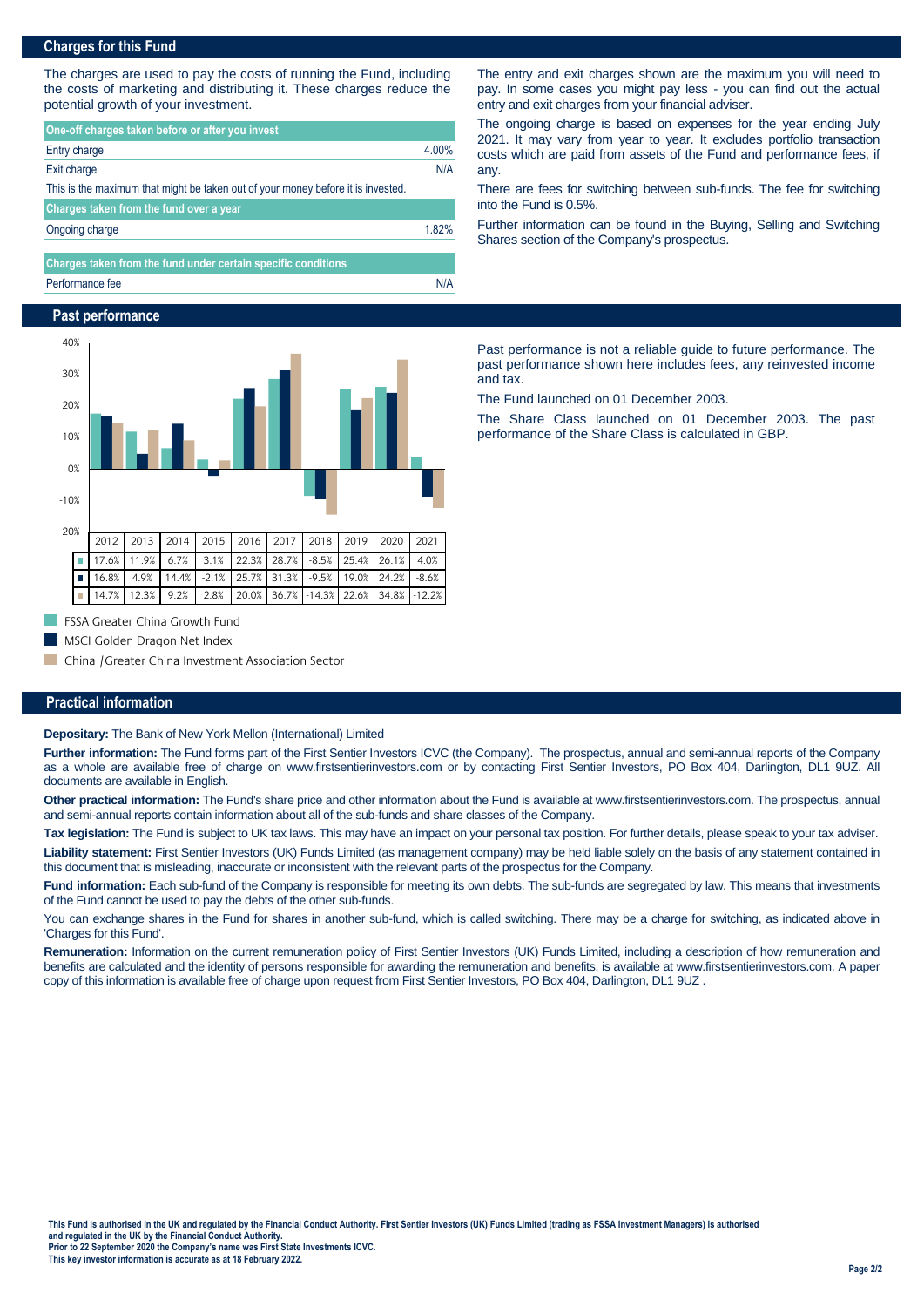## Charges for this Fund

The charges are used to pay the costs of running the Fund, including the costs of marketing and distributing it. These charges reduce the potential growth of your investment.

| One-off charges taken before or after you invest | |
|---|---|
| Entry charge | 4.00% |
| Exit charge | N/A |
| This is the maximum that might be taken out of your money before it is invested. | |
| **Charges taken from the fund over a year** | |
| Ongoing charge | 1.82% |
| **Charges taken from the fund under certain specific conditions** | |
| Performance fee | N/A |

The entry and exit charges shown are the maximum you will need to pay. In some cases you might pay less - you can find out the actual entry and exit charges from your financial adviser.

The ongoing charge is based on expenses for the year ending July 2021. It may vary from year to year. It excludes portfolio transaction costs which are paid from assets of the Fund and performance fees, if any.

There are fees for switching between sub-funds. The fee for switching into the Fund is 0.5%.

Further information can be found in the Buying, Selling and Switching Shares section of the Company's prospectus.

## Past performance

40%
30%
20%
10%
0%
-10%
-20%

| | 2012 | 2013 | 2014 | 2015 | 2016 | 2017 | 2018 | 2019 | 2020 | 2021 |
|---|---|---|---|---|---|---|---|---|---|---|
| | 17.6% | 11.9% | 6.7% | 3.1% | 22.3% | 28.7% | -8.5% | 25.4% | 26.1% | 4.0% |
| | 16.8% | 4.9% | 14.4% | -2.1% | 25.7% | 31.3% | -9.5% | 19.0% | 24.2% | -8.6% |
| | 14.7% | 12.3% | 9.2% | 2.8% | 20.0% | 36.7% | -14.3% | 22.6% | 34.8% | -12.2% |

FSSA Greater China Growth Fund

MSCI Golden Dragon Net Index

China /Greater China Investment Association Sector

Past performance is not a reliable guide to future performance. The past performance shown here includes fees, any reinvested income and tax.

The Fund launched on 01 December 2003.

The Share Class launched on 01 December 2003. The past performance of the Share Class is calculated in GBP.

## Practical information

**Depositary:** The Bank of New York Mellon (International) Limited

**Further information:** The Fund forms part of the First Sentier Investors ICVC (the Company). The prospectus, annual and semi-annual reports of the Company as a whole are available free of charge on www.firstsentierinvestors.com or by contacting First Sentier Investors, PO Box 404, Darlington, DL1 9UZ. All documents are available in English.

**Other practical information:** The Fund's share price and other information about the Fund is available at www.firstsentierinvestors.com. The prospectus, annual and semi-annual reports contain information about all of the sub-funds and share classes of the Company.

**Tax legislation:** The Fund is subject to UK tax laws. This may have an impact on your personal tax position. For further details, please speak to your tax adviser.

**Liability statement:** First Sentier Investors (UK) Funds Limited (as management company) may be held liable solely on the basis of any statement contained in this document that is misleading, inaccurate or inconsistent with the relevant parts of the prospectus for the Company.

**Fund information:** Each sub-fund of the Company is responsible for meeting its own debts. The sub-funds are segregated by law. This means that investments of the Fund cannot be used to pay the debts of the other sub-funds.

You can exchange shares in the Fund for shares in another sub-fund, which is called switching. There may be a charge for switching, as indicated above in 'Charges for this Fund'.

**Remuneration:** Information on the current remuneration policy of First Sentier Investors (UK) Funds Limited, including a description of how remuneration and benefits are calculated and the identity of persons responsible for awarding the remuneration and benefits, is available at www.firstsentierinvestors.com. A paper copy of this information is available free of charge upon request from First Sentier Investors, PO Box 404, Darlington, DL1 9UZ .

**This Fund is authorised in the UK and regulated by the Financial Conduct Authority. First Sentier Investors (UK) Funds Limited (trading as FSSA Investment Managers) is authorised and regulated in the UK by the Financial Conduct Authority.**
**Prior to 22 September 2020 the Company's name was First State Investments ICVC.**
**This key investor information is accurate as at 18 February 2022.**